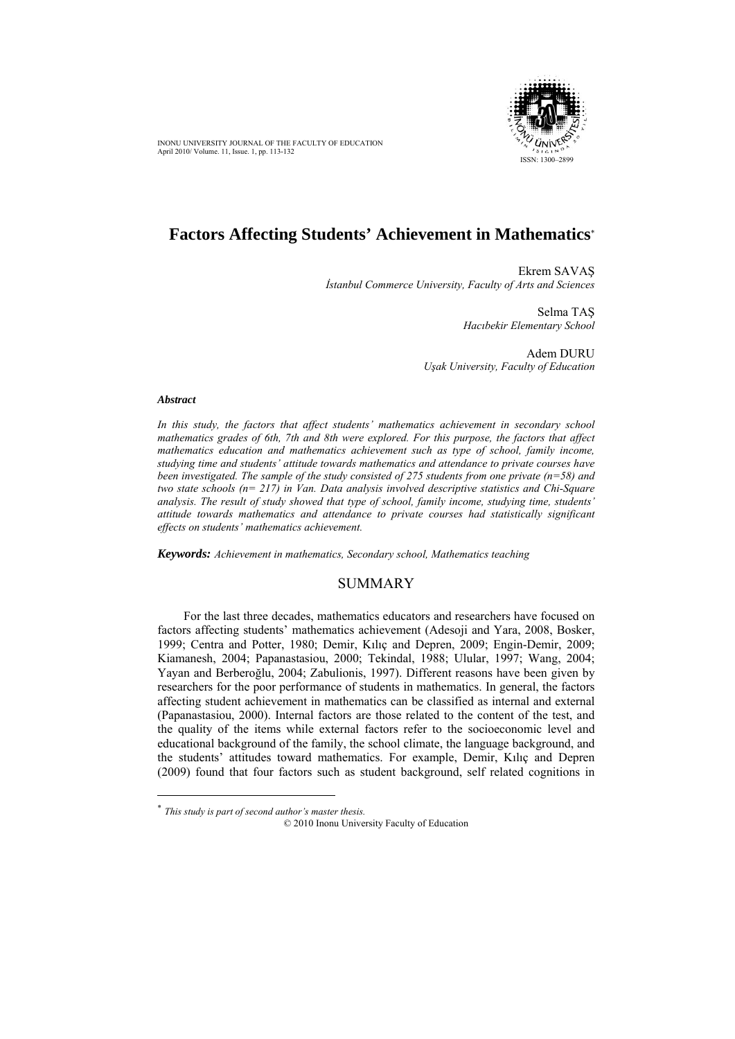# Factors Affecting Students' Achievement in Mathematics*

Ekrem SAVAŞ
*İstanbul Commerce University, Faculty of Arts and Sciences*

Selma TAŞ
*Hacıbekir Elementary School*

Adem DURU
*Uşak University, Faculty of Education*

***Abstract***

*In this study, the factors that affect students' mathematics achievement in secondary school mathematics grades of 6th, 7th and 8th were explored. For this purpose, the factors that affect mathematics education and mathematics achievement such as type of school, family income, studying time and students' attitude towards mathematics and attendance to private courses have been investigated. The sample of the study consisted of 275 students from one private (n=58) and two state schools (n= 217) in Van. Data analysis involved descriptive statistics and Chi-Square analysis. The result of study showed that type of school, family income, studying time, students' attitude towards mathematics and attendance to private courses had statistically significant effects on students' mathematics achievement.*

***Keywords:*** *Achievement in mathematics, Secondary school, Mathematics teaching*

## SUMMARY

For the last three decades, mathematics educators and researchers have focused on factors affecting students' mathematics achievement (Adesoji and Yara, 2008, Bosker, 1999; Centra and Potter, 1980; Demir, Kılıç and Depren, 2009; Engin-Demir, 2009; Kiamanesh, 2004; Papanastasiou, 2000; Tekindal, 1988; Ulular, 1997; Wang, 2004; Yayan and Berberoğlu, 2004; Zabulionis, 1997). Different reasons have been given by researchers for the poor performance of students in mathematics. In general, the factors affecting student achievement in mathematics can be classified as internal and external (Papanastasiou, 2000). Internal factors are those related to the content of the test, and the quality of the items while external factors refer to the socioeconomic level and educational background of the family, the school climate, the language background, and the students' attitudes toward mathematics. For example, Demir, Kılıç and Depren (2009) found that four factors such as student background, self related cognitions in

---

\* *This study is part of second author's master thesis.*

© 2010 Inonu University Faculty of Education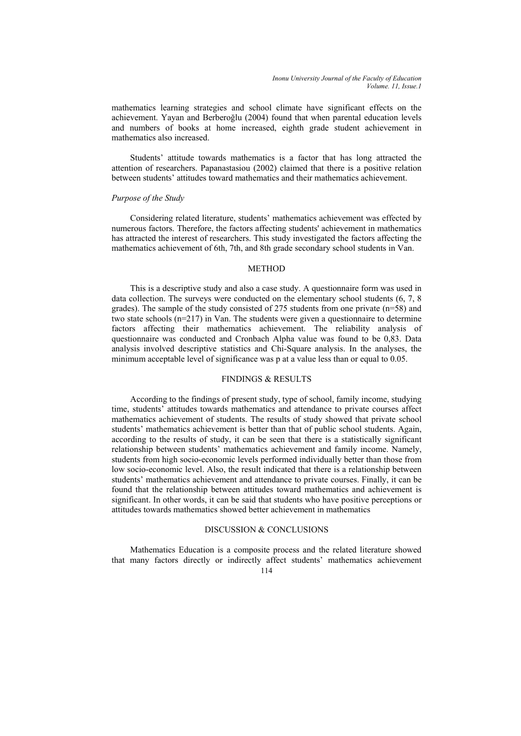mathematics learning strategies and school climate have significant effects on the achievement. Yayan and Berberoğlu (2004) found that when parental education levels and numbers of books at home increased, eighth grade student achievement in mathematics also increased.

Students' attitude towards mathematics is a factor that has long attracted the attention of researchers. Papanastasiou (2002) claimed that there is a positive relation between students' attitudes toward mathematics and their mathematics achievement.

### *Purpose of the Study*

Considering related literature, students' mathematics achievement was effected by numerous factors. Therefore, the factors affecting students' achievement in mathematics has attracted the interest of researchers. This study investigated the factors affecting the mathematics achievement of 6th, 7th, and 8th grade secondary school students in Van.

## METHOD

This is a descriptive study and also a case study. A questionnaire form was used in data collection. The surveys were conducted on the elementary school students (6, 7, 8 grades). The sample of the study consisted of 275 students from one private (n=58) and two state schools (n=217) in Van. The students were given a questionnaire to determine factors affecting their mathematics achievement. The reliability analysis of questionnaire was conducted and Cronbach Alpha value was found to be 0,83. Data analysis involved descriptive statistics and Chi-Square analysis. In the analyses, the minimum acceptable level of significance was p at a value less than or equal to 0.05.

## FINDINGS & RESULTS

According to the findings of present study, type of school, family income, studying time, students' attitudes towards mathematics and attendance to private courses affect mathematics achievement of students. The results of study showed that private school students' mathematics achievement is better than that of public school students. Again, according to the results of study, it can be seen that there is a statistically significant relationship between students' mathematics achievement and family income. Namely, students from high socio-economic levels performed individually better than those from low socio-economic level. Also, the result indicated that there is a relationship between students' mathematics achievement and attendance to private courses. Finally, it can be found that the relationship between attitudes toward mathematics and achievement is significant. In other words, it can be said that students who have positive perceptions or attitudes towards mathematics showed better achievement in mathematics

## DISCUSSION & CONCLUSIONS

Mathematics Education is a composite process and the related literature showed that many factors directly or indirectly affect students' mathematics achievement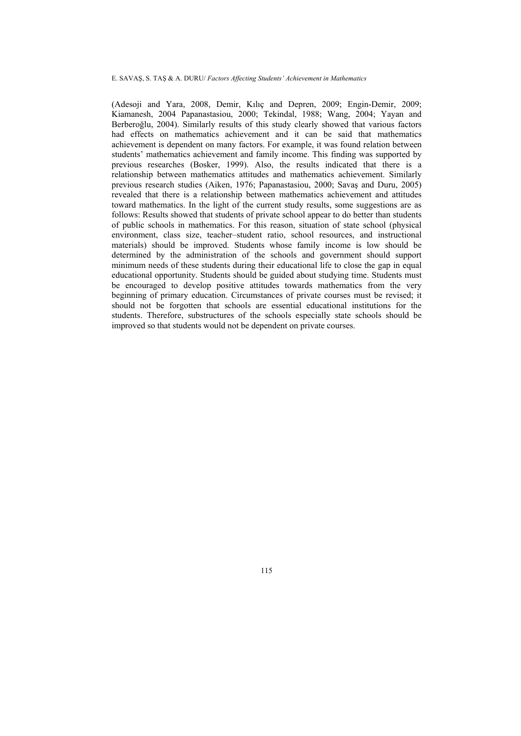(Adesoji and Yara, 2008, Demir, Kılıç and Depren, 2009; Engin-Demir, 2009; Kiamanesh, 2004 Papanastasiou, 2000; Tekindal, 1988; Wang, 2004; Yayan and Berberoğlu, 2004). Similarly results of this study clearly showed that various factors had effects on mathematics achievement and it can be said that mathematics achievement is dependent on many factors. For example, it was found relation between students' mathematics achievement and family income. This finding was supported by previous researches (Bosker, 1999). Also, the results indicated that there is a relationship between mathematics attitudes and mathematics achievement. Similarly previous research studies (Aiken, 1976; Papanastasiou, 2000; Savaş and Duru, 2005) revealed that there is a relationship between mathematics achievement and attitudes toward mathematics. In the light of the current study results, some suggestions are as follows: Results showed that students of private school appear to do better than students of public schools in mathematics. For this reason, situation of state school (physical environment, class size, teacher–student ratio, school resources, and instructional materials) should be improved. Students whose family income is low should be determined by the administration of the schools and government should support minimum needs of these students during their educational life to close the gap in equal educational opportunity. Students should be guided about studying time. Students must be encouraged to develop positive attitudes towards mathematics from the very beginning of primary education. Circumstances of private courses must be revised; it should not be forgotten that schools are essential educational institutions for the students. Therefore, substructures of the schools especially state schools should be improved so that students would not be dependent on private courses.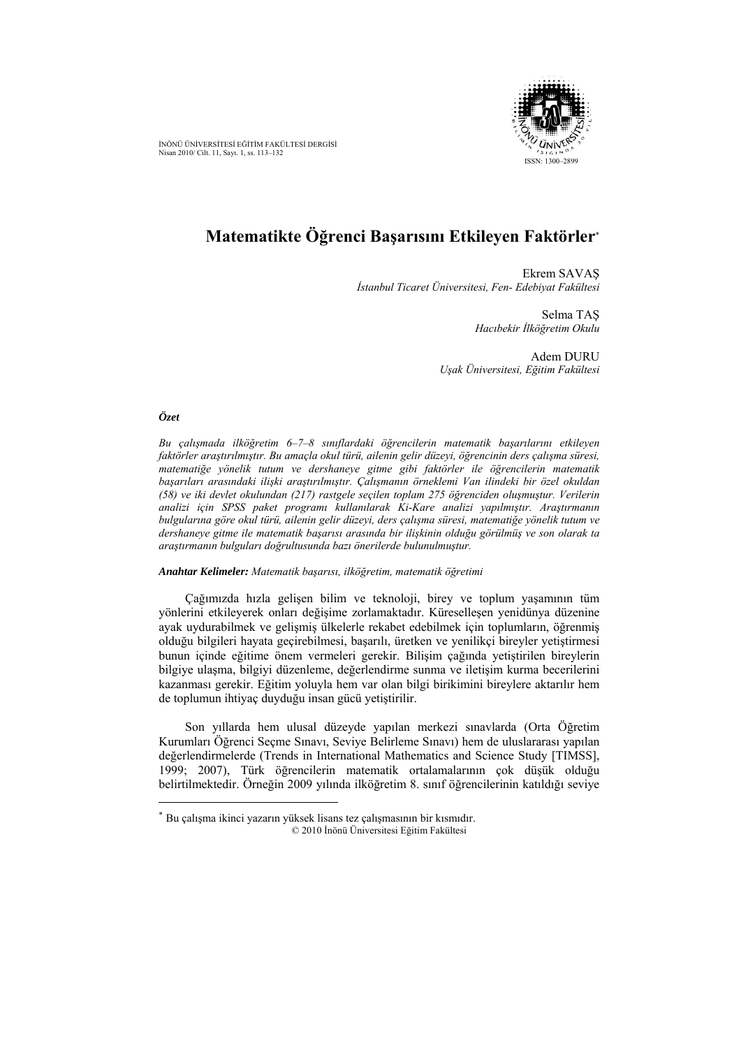# Matematikte Öğrenci Başarısını Etkileyen Faktörler*

Ekrem SAVAŞ
*İstanbul Ticaret Üniversitesi, Fen- Edebiyat Fakültesi*

Selma TAŞ
*Hacıbekir İlköğretim Okulu*

Adem DURU
*Uşak Üniversitesi, Eğitim Fakültesi*

***Özet***

*Bu çalışmada ilköğretim 6–7–8 sınıflardaki öğrencilerin matematik başarılarını etkileyen faktörler araştırılmıştır. Bu amaçla okul türü, ailenin gelir düzeyi, öğrencinin ders çalışma süresi, matematiğe yönelik tutum ve dershaneye gitme gibi faktörler ile öğrencilerin matematik başarıları arasındaki ilişki araştırılmıştır. Çalışmanın örneklemi Van ilindeki bir özel okuldan (58) ve iki devlet okulundan (217) rastgele seçilen toplam 275 öğrenciden oluşmuştur. Verilerin analizi için SPSS paket programı kullanılarak Ki-Kare analizi yapılmıştır. Araştırmanın bulgularına göre okul türü, ailenin gelir düzeyi, ders çalışma süresi, matematiğe yönelik tutum ve dershaneye gitme ile matematik başarısı arasında bir ilişkinin olduğu görülmüş ve son olarak ta araştırmanın bulguları doğrultusunda bazı önerilerde bulunulmuştur.*

***Anahtar Kelimeler:*** *Matematik başarısı, ilköğretim, matematik öğretimi*

Çağımızda hızla gelişen bilim ve teknoloji, birey ve toplum yaşamının tüm yönlerini etkileyerek onları değişime zorlamaktadır. Küreselleşen yenidünya düzenine ayak uydurabilmek ve gelişmiş ülkelerle rekabet edebilmek için toplumların, öğrenmiş olduğu bilgileri hayata geçirebilmesi, başarılı, üretken ve yenilikçi bireyler yetiştirmesi bunun içinde eğitime önem vermeleri gerekir. Bilişim çağında yetiştirilen bireylerin bilgiye ulaşma, bilgiyi düzenleme, değerlendirme sunma ve iletişim kurma becerilerini kazanması gerekir. Eğitim yoluyla hem var olan bilgi birikimini bireylere aktarılır hem de toplumun ihtiyaç duyduğu insan gücü yetiştirilir.

Son yıllarda hem ulusal düzeyde yapılan merkezi sınavlarda (Orta Öğretim Kurumları Öğrenci Seçme Sınavı, Seviye Belirleme Sınavı) hem de uluslararası yapılan değerlendirmelerde (Trends in International Mathematics and Science Study [TIMSS], 1999; 2007), Türk öğrencilerin matematik ortalamalarının çok düşük olduğu belirtilmektedir. Örneğin 2009 yılında ilköğretim 8. sınıf öğrencilerinin katıldığı seviye

* Bu çalışma ikinci yazarın yüksek lisans tez çalışmasının bir kısmıdır.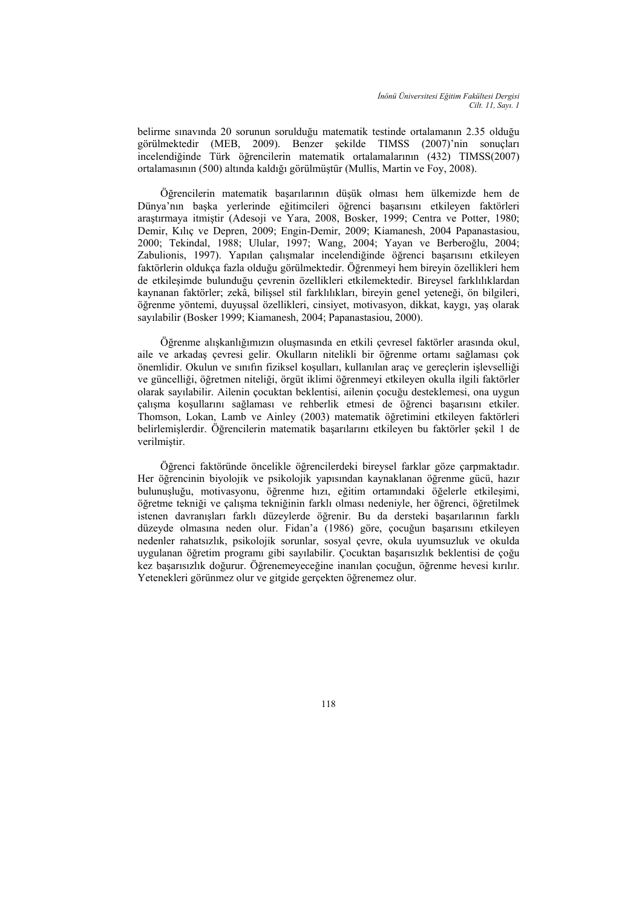belirme sınavında 20 sorunun sorulduğu matematik testinde ortalamanın 2.35 olduğu görülmektedir (MEB, 2009). Benzer şekilde TIMSS (2007)'nin sonuçları incelendiğinde Türk öğrencilerin matematik ortalamalarının (432) TIMSS(2007) ortalamasının (500) altında kaldığı görülmüştür (Mullis, Martin ve Foy, 2008).

Öğrencilerin matematik başarılarının düşük olması hem ülkemizde hem de Dünya'nın başka yerlerinde eğitimcileri öğrenci başarısını etkileyen faktörleri araştırmaya itmiştir (Adesoji ve Yara, 2008, Bosker, 1999; Centra ve Potter, 1980; Demir, Kılıç ve Depren, 2009; Engin-Demir, 2009; Kiamanesh, 2004 Papanastasiou, 2000; Tekindal, 1988; Ulular, 1997; Wang, 2004; Yayan ve Berberoğlu, 2004; Zabulionis, 1997). Yapılan çalışmalar incelendiğinde öğrenci başarısını etkileyen faktörlerin oldukça fazla olduğu görülmektedir. Öğrenmeyi hem bireyin özellikleri hem de etkileşimde bulunduğu çevrenin özellikleri etkilemektedir. Bireysel farklılıklardan kaynanan faktörler; zekâ, bilişsel stil farklılıkları, bireyin genel yeteneği, ön bilgileri, öğrenme yöntemi, duyuşsal özellikleri, cinsiyet, motivasyon, dikkat, kaygı, yaş olarak sayılabilir (Bosker 1999; Kiamanesh, 2004; Papanastasiou, 2000).

Öğrenme alışkanlığımızın oluşmasında en etkili çevresel faktörler arasında okul, aile ve arkadaş çevresi gelir. Okulların nitelikli bir öğrenme ortamı sağlaması çok önemlidir. Okulun ve sınıfın fiziksel koşulları, kullanılan araç ve gereçlerin işlevselliği ve güncelliği, öğretmen niteliği, örgüt iklimi öğrenmeyi etkileyen okulla ilgili faktörler olarak sayılabilir. Ailenin çocuktan beklentisi, ailenin çocuğu desteklemesi, ona uygun çalışma koşullarını sağlaması ve rehberlik etmesi de öğrenci başarısını etkiler. Thomson, Lokan, Lamb ve Ainley (2003) matematik öğretimini etkileyen faktörleri belirlemişlerdir. Öğrencilerin matematik başarılarını etkileyen bu faktörler şekil 1 de verilmiştir.

Öğrenci faktöründe öncelikle öğrencilerdeki bireysel farklar göze çarpmaktadır. Her öğrencinin biyolojik ve psikolojik yapısından kaynaklanan öğrenme gücü, hazır bulunuşluğu, motivasyonu, öğrenme hızı, eğitim ortamındaki öğelerle etkileşimi, öğretme tekniği ve çalışma tekniğinin farklı olması nedeniyle, her öğrenci, öğretilmek istenen davranışları farklı düzeylerde öğrenir. Bu da dersteki başarılarının farklı düzeyde olmasına neden olur. Fidan'a (1986) göre, çocuğun başarısını etkileyen nedenler rahatsızlık, psikolojik sorunlar, sosyal çevre, okula uyumsuzluk ve okulda uygulanan öğretim programı gibi sayılabilir. Çocuktan başarısızlık beklentisi de çoğu kez başarısızlık doğurur. Öğrenemeyeceğine inanılan çocuğun, öğrenme hevesi kırılır. Yetenekleri görünmez olur ve gitgide gerçekten öğrenemez olur.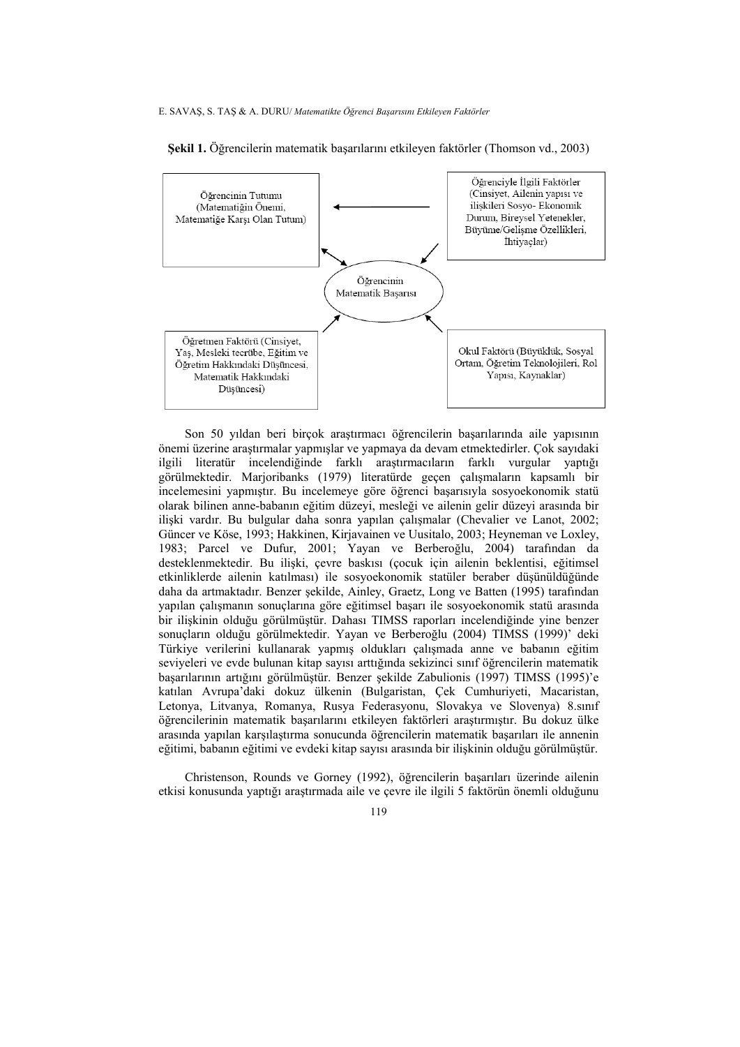**Şekil 1.** Öğrencilerin matematik başarılarını etkileyen faktörler (Thomson vd., 2003)

Öğrencinin Tutumu (Matematiğin Önemi, Matematiğe Karşı Olan Tutum)

Öğrenciyle İlgili Faktörler (Cinsiyet, Ailenin yapısı ve ilişkileri Sosyo- Ekonomik Durum, Bireysel Yetenekler, Büyüme/Gelişme Özellikleri, İhtiyaçlar)

Öğrencinin Matematik Başarısı

Öğretmen Faktörü (Cinsiyet, Yaş, Mesleki tecrübe, Eğitim ve Öğretim Hakkındaki Düşüncesi, Matematik Hakkındaki Düşüncesi)

Okul Faktörü (Büyüklük, Sosyal Ortam, Öğretim Teknolojileri, Rol Yapısı, Kaynaklar)

Son 50 yıldan beri birçok araştırmacı öğrencilerin başarılarında aile yapısının önemi üzerine araştırmalar yapmışlar ve yapmaya da devam etmektedirler. Çok sayıdaki ilgili literatür incelendiğinde farklı araştırmacıların farklı vurgular yaptığı görülmektedir. Marjoribanks (1979) literatürde geçen çalışmaların kapsamlı bir incelemesini yapmıştır. Bu incelemeye göre öğrenci başarısıyla sosyoekonomik statü olarak bilinen anne-babanın eğitim düzeyi, mesleği ve ailenin gelir düzeyi arasında bir ilişki vardır. Bu bulgular daha sonra yapılan çalışmalar (Chevalier ve Lanot, 2002; Güncer ve Köse, 1993; Hakkinen, Kirjavainen ve Uusitalo, 2003; Heyneman ve Loxley, 1983; Parcel ve Dufur, 2001; Yayan ve Berberoğlu, 2004) tarafından da desteklenmektedir. Bu ilişki, çevre baskısı (çocuk için ailenin beklentisi, eğitimsel etkinliklerde ailenin katılması) ile sosyoekonomik statüler beraber düşünüldüğünde daha da artmaktadır. Benzer şekilde, Ainley, Graetz, Long ve Batten (1995) tarafından yapılan çalışmanın sonuçlarına göre eğitimsel başarı ile sosyoekonomik statü arasında bir ilişkinin olduğu görülmüştür. Dahası TIMSS raporları incelendiğinde yine benzer sonuçların olduğu görülmektedir. Yayan ve Berberoğlu (2004) TIMSS (1999)' deki Türkiye verilerini kullanarak yapmış oldukları çalışmada anne ve babanın eğitim seviyeleri ve evde bulunan kitap sayısı arttığında sekizinci sınıf öğrencilerin matematik başarılarının artığını görülmüştür. Benzer şekilde Zabulionis (1997) TIMSS (1995)'e katılan Avrupa'daki dokuz ülkenin (Bulgaristan, Çek Cumhuriyeti, Macaristan, Letonya, Litvanya, Romanya, Rusya Federasyonu, Slovakya ve Slovenya) 8.sınıf öğrencilerinin matematik başarılarını etkileyen faktörleri araştırmıştır. Bu dokuz ülke arasında yapılan karşılaştırma sonucunda öğrencilerin matematik başarıları ile annenin eğitimi, babanın eğitimi ve evdeki kitap sayısı arasında bir ilişkinin olduğu görülmüştür.

Christenson, Rounds ve Gorney (1992), öğrencilerin başarıları üzerinde ailenin etkisi konusunda yaptığı araştırmada aile ve çevre ile ilgili 5 faktörün önemli olduğunu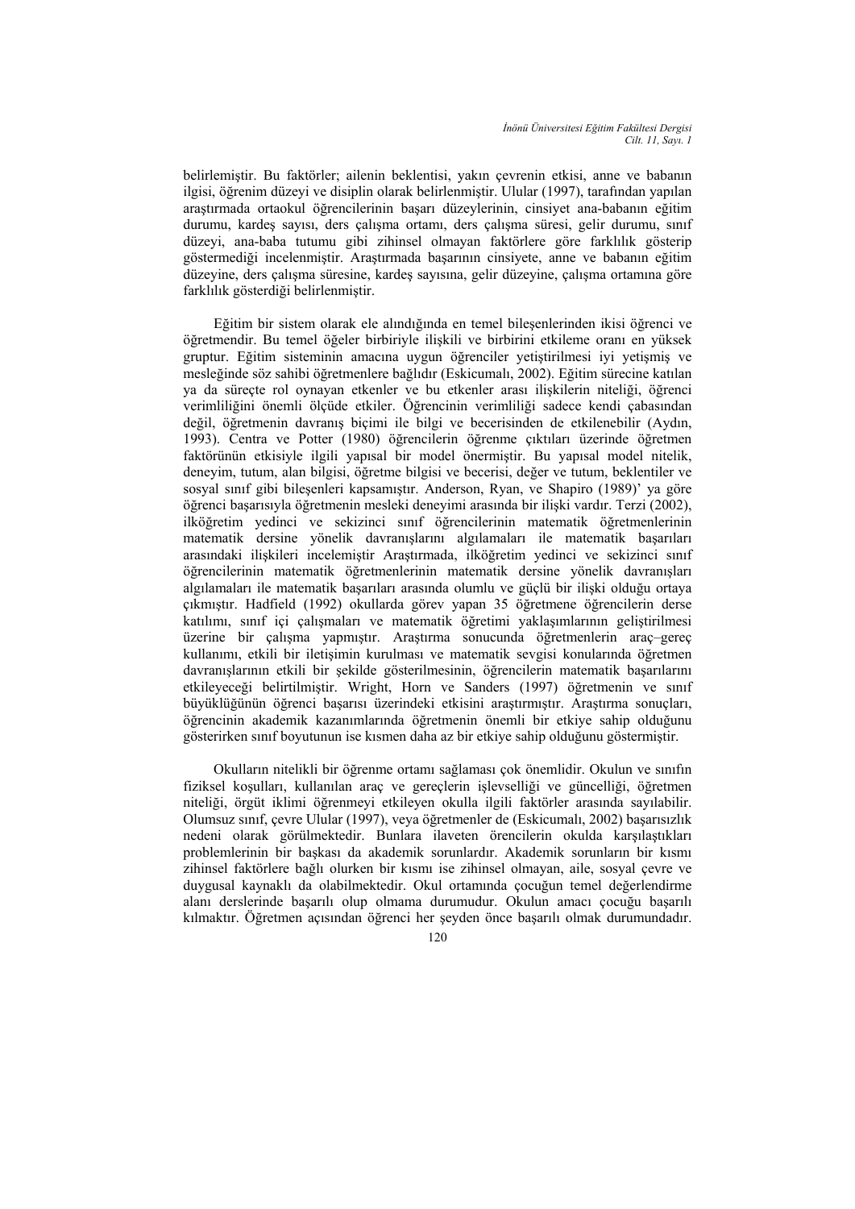belirlemiştir. Bu faktörler; ailenin beklentisi, yakın çevrenin etkisi, anne ve babanın ilgisi, öğrenim düzeyi ve disiplin olarak belirlenmiştir. Ulular (1997), tarafından yapılan araştırmada ortaokul öğrencilerinin başarı düzeylerinin, cinsiyet ana-babanın eğitim durumu, kardeş sayısı, ders çalışma ortamı, ders çalışma süresi, gelir durumu, sınıf düzeyi, ana-baba tutumu gibi zihinsel olmayan faktörlere göre farklılık gösterip göstermediği incelenmiştir. Araştırmada başarının cinsiyete, anne ve babanın eğitim düzeyine, ders çalışma süresine, kardeş sayısına, gelir düzeyine, çalışma ortamına göre farklılık gösterdiği belirlenmiştir.

Eğitim bir sistem olarak ele alındığında en temel bileşenlerinden ikisi öğrenci ve öğretmendir. Bu temel öğeler birbiriyle ilişkili ve birbirini etkileme oranı en yüksek gruptur. Eğitim sisteminin amacına uygun öğrenciler yetiştirilmesi iyi yetişmiş ve mesleğinde söz sahibi öğretmenlere bağlıdır (Eskicumalı, 2002). Eğitim sürecine katılan ya da süreçte rol oynayan etkenler ve bu etkenler arası ilişkilerin niteliği, öğrenci verimliliğini önemli ölçüde etkiler. Öğrencinin verimliliği sadece kendi çabasından değil, öğretmenin davranış biçimi ile bilgi ve becerisinden de etkilenebilir (Aydın, 1993). Centra ve Potter (1980) öğrencilerin öğrenme çıktıları üzerinde öğretmen faktörünün etkisiyle ilgili yapısal bir model önermiştir. Bu yapısal model nitelik, deneyim, tutum, alan bilgisi, öğretme bilgisi ve becerisi, değer ve tutum, beklentiler ve sosyal sınıf gibi bileşenleri kapsamıştır. Anderson, Ryan, ve Shapiro (1989)' ya göre öğrenci başarısıyla öğretmenin mesleki deneyimi arasında bir ilişki vardır. Terzi (2002), ilköğretim yedinci ve sekizinci sınıf öğrencilerinin matematik öğretmenlerinin matematik dersine yönelik davranışlarını algılamaları ile matematik başarıları arasındaki ilişkileri incelemiştir Araştırmada, ilköğretim yedinci ve sekizinci sınıf öğrencilerinin matematik öğretmenlerinin matematik dersine yönelik davranışları algılamaları ile matematik başarıları arasında olumlu ve güçlü bir ilişki olduğu ortaya çıkmıştır. Hadfield (1992) okullarda görev yapan 35 öğretmene öğrencilerin derse katılımı, sınıf içi çalışmaları ve matematik öğretimi yaklaşımlarının geliştirilmesi üzerine bir çalışma yapmıştır. Araştırma sonucunda öğretmenlerin araç–gereç kullanımı, etkili bir iletişimin kurulması ve matematik sevgisi konularında öğretmen davranışlarının etkili bir şekilde gösterilmesinin, öğrencilerin matematik başarılarını etkileyeceği belirtilmiştir. Wright, Horn ve Sanders (1997) öğretmenin ve sınıf büyüklüğünün öğrenci başarısı üzerindeki etkisini araştırmıştır. Araştırma sonuçları, öğrencinin akademik kazanımlarında öğretmenin önemli bir etkiye sahip olduğunu gösterirken sınıf boyutunun ise kısmen daha az bir etkiye sahip olduğunu göstermiştir.

Okulların nitelikli bir öğrenme ortamı sağlaması çok önemlidir. Okulun ve sınıfın fiziksel koşulları, kullanılan araç ve gereçlerin işlevselliği ve güncelliği, öğretmen niteliği, örgüt iklimi öğrenmeyi etkileyen okulla ilgili faktörler arasında sayılabilir. Olumsuz sınıf, çevre Ulular (1997), veya öğretmenler de (Eskicumalı, 2002) başarısızlık nedeni olarak görülmektedir. Bunlara ilaveten örencilerin okulda karşılaştıkları problemlerinin bir başkası da akademik sorunlardır. Akademik sorunların bir kısmı zihinsel faktörlere bağlı olurken bir kısmı ise zihinsel olmayan, aile, sosyal çevre ve duygusal kaynaklı da olabilmektedir. Okul ortamında çocuğun temel değerlendirme alanı derslerinde başarılı olup olmama durumudur. Okulun amacı çocuğu başarılı kılmaktır. Öğretmen açısından öğrenci her şeyden önce başarılı olmak durumundadır.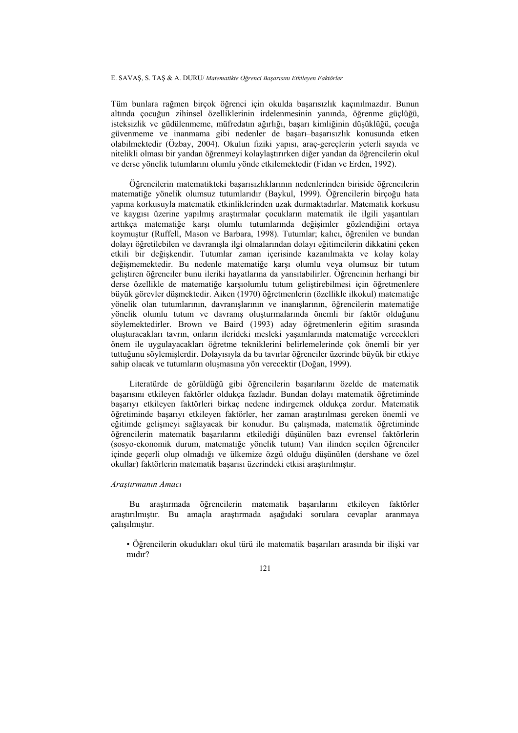Tüm bunlara rağmen birçok öğrenci için okulda başarısızlık kaçınılmazdır. Bunun altında çocuğun zihinsel özelliklerinin irdelenmesinin yanında, öğrenme güçlüğü, isteksizlik ve güdülenmeme, müfredatın ağırlığı, başarı kimliğinin düşüklüğü, çocuğa güvenmeme ve inanmama gibi nedenler de başarı–başarısızlık konusunda etken olabilmektedir (Özbay, 2004). Okulun fiziki yapısı, araç-gereçlerin yeterli sayıda ve nitelikli olması bir yandan öğrenmeyi kolaylaştırırken diğer yandan da öğrencilerin okul ve derse yönelik tutumlarını olumlu yönde etkilemektedir (Fidan ve Erden, 1992).

Öğrencilerin matematikteki başarısızlıklarının nedenlerinden biriside öğrencilerin matematiğe yönelik olumsuz tutumlarıdır (Baykul, 1999). Öğrencilerin birçoğu hata yapma korkusuyla matematik etkinliklerinden uzak durmaktadırlar. Matematik korkusu ve kaygısı üzerine yapılmış araştırmalar çocukların matematik ile ilgili yaşantıları arttıkça matematiğe karşı olumlu tutumlarında değişimler gözlendiğini ortaya koymuştur (Ruffell, Mason ve Barbara, 1998). Tutumlar; kalıcı, öğrenilen ve bundan dolayı öğretilebilen ve davranışla ilgi olmalarından dolayı eğitimcilerin dikkatini çeken etkili bir değişkendir. Tutumlar zaman içerisinde kazanılmakta ve kolay kolay değişmemektedir. Bu nedenle matematiğe karşı olumlu veya olumsuz bir tutum geliştiren öğrenciler bunu ileriki hayatlarına da yansıtabilirler. Öğrencinin herhangi bir derse özellikle de matematiğe karşıolumlu tutum geliştirebilmesi için öğretmenlere büyük görevler düşmektedir. Aiken (1970) öğretmenlerin (özellikle ilkokul) matematiğe yönelik olan tutumlarının, davranışlarının ve inanışlarının, öğrencilerin matematiğe yönelik olumlu tutum ve davranış oluşturmalarında önemli bir faktör olduğunu söylemektedirler. Brown ve Baird (1993) aday öğretmenlerin eğitim sırasında oluşturacakları tavrın, onların ilerideki mesleki yaşamlarında matematiğe verecekleri önem ile uygulayacakları öğretme tekniklerini belirlemelerinde çok önemli bir yer tuttuğunu söylemişlerdir. Dolayısıyla da bu tavırlar öğrenciler üzerinde büyük bir etkiye sahip olacak ve tutumların oluşmasına yön verecektir (Doğan, 1999).

Literatürde de görüldüğü gibi öğrencilerin başarılarını özelde de matematik başarısını etkileyen faktörler oldukça fazladır. Bundan dolayı matematik öğretiminde başarıyı etkileyen faktörleri birkaç nedene indirgemek oldukça zordur. Matematik öğretiminde başarıyı etkileyen faktörler, her zaman araştırılması gereken önemli ve eğitimde gelişmeyi sağlayacak bir konudur. Bu çalışmada, matematik öğretiminde öğrencilerin matematik başarılarını etkilediği düşünülen bazı evrensel faktörlerin (sosyo-ekonomik durum, matematiğe yönelik tutum) Van ilinden seçilen öğrenciler içinde geçerli olup olmadığı ve ülkemize özgü olduğu düşünülen (dershane ve özel okullar) faktörlerin matematik başarısı üzerindeki etkisi araştırılmıştır.

*Araştırmanın Amacı*

Bu araştırmada öğrencilerin matematik başarılarını etkileyen faktörler araştırılmıştır. Bu amaçla araştırmada aşağıdaki sorulara cevaplar aranmaya çalışılmıştır.

- Öğrencilerin okudukları okul türü ile matematik başarıları arasında bir ilişki var mıdır?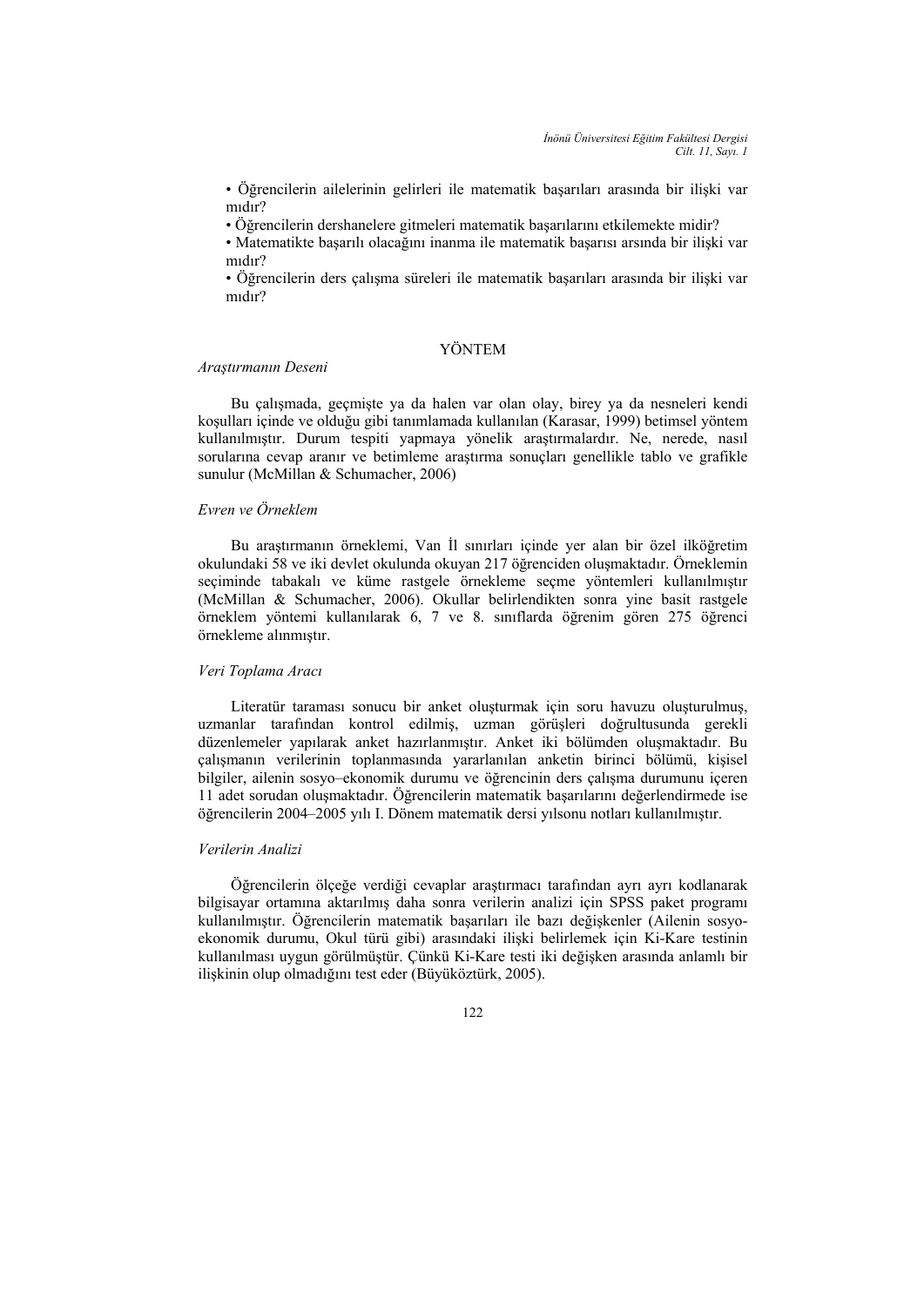• Öğrencilerin ailelerinin gelirleri ile matematik başarıları arasında bir ilişki var mıdır?
• Öğrencilerin dershanelere gitmeleri matematik başarılarını etkilemekte midir?
• Matematikte başarılı olacağını inanma ile matematik başarısı arsında bir ilişki var mıdır?
• Öğrencilerin ders çalışma süreleri ile matematik başarıları arasında bir ilişki var mıdır?

## YÖNTEM

### *Araştırmanın Deseni*

Bu çalışmada, geçmişte ya da halen var olan olay, birey ya da nesneleri kendi koşulları içinde ve olduğu gibi tanımlamada kullanılan (Karasar, 1999) betimsel yöntem kullanılmıştır. Durum tespiti yapmaya yönelik araştırmalardır. Ne, nerede, nasıl sorularına cevap aranır ve betimleme araştırma sonuçları genellikle tablo ve grafikle sunulur (McMillan & Schumacher, 2006)

### *Evren ve Örneklem*

Bu araştırmanın örneklemi, Van İl sınırları içinde yer alan bir özel ilköğretim okulundaki 58 ve iki devlet okulunda okuyan 217 öğrenciden oluşmaktadır. Örneklemin seçiminde tabakalı ve küme rastgele örnekleme seçme yöntemleri kullanılmıştır (McMillan & Schumacher, 2006). Okullar belirlendikten sonra yine basit rastgele örneklem yöntemi kullanılarak 6, 7 ve 8. sınıflarda öğrenim gören 275 öğrenci örnekleme alınmıştır.

### *Veri Toplama Aracı*

Literatür taraması sonucu bir anket oluşturmak için soru havuzu oluşturulmuş, uzmanlar tarafından kontrol edilmiş, uzman görüşleri doğrultusunda gerekli düzenlemeler yapılarak anket hazırlanmıştır. Anket iki bölümden oluşmaktadır. Bu çalışmanın verilerinin toplanmasında yararlanılan anketin birinci bölümü, kişisel bilgiler, ailenin sosyo–ekonomik durumu ve öğrencinin ders çalışma durumunu içeren 11 adet sorudan oluşmaktadır. Öğrencilerin matematik başarılarını değerlendirmede ise öğrencilerin 2004–2005 yılı I. Dönem matematik dersi yılsonu notları kullanılmıştır.

### *Verilerin Analizi*

Öğrencilerin ölçeğe verdiği cevaplar araştırmacı tarafından ayrı ayrı kodlanarak bilgisayar ortamına aktarılmış daha sonra verilerin analizi için SPSS paket programı kullanılmıştır. Öğrencilerin matematik başarıları ile bazı değişkenler (Ailenin sosyo-ekonomik durumu, Okul türü gibi) arasındaki ilişki belirlemek için Ki-Kare testinin kullanılması uygun görülmüştür. Çünkü Ki-Kare testi iki değişken arasında anlamlı bir ilişkinin olup olmadığını test eder (Büyüköztürk, 2005).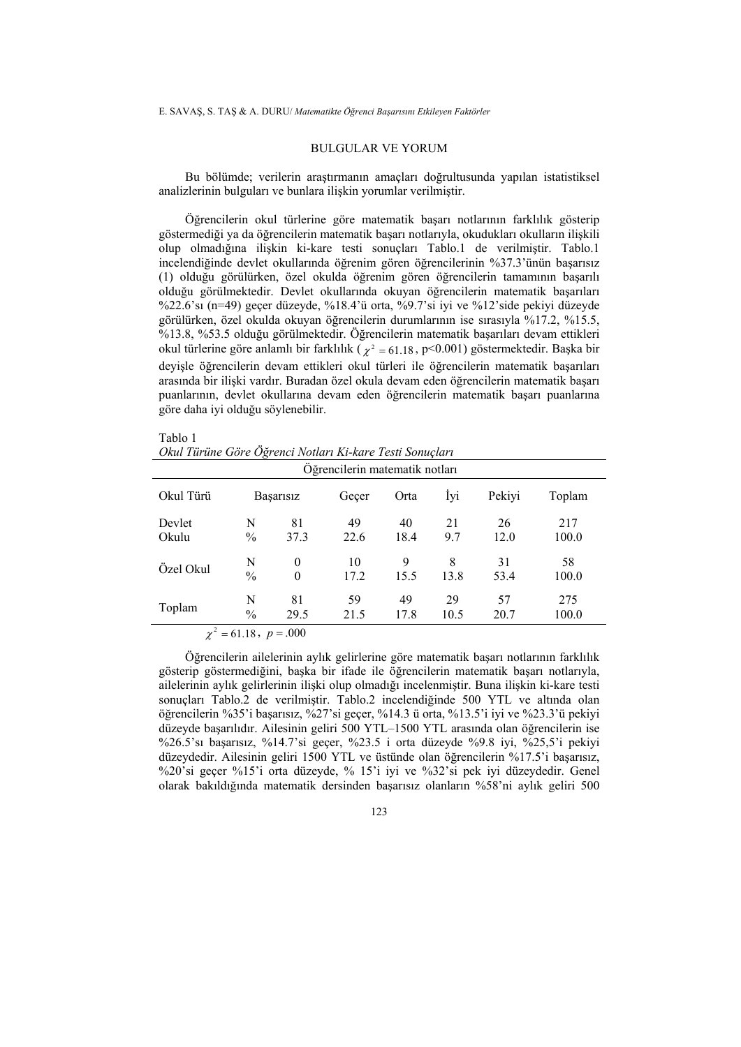## BULGULAR VE YORUM

Bu bölümde; verilerin araştırmanın amaçları doğrultusunda yapılan istatistiksel analizlerinin bulguları ve bunlara ilişkin yorumlar verilmiştir.

Öğrencilerin okul türlerine göre matematik başarı notlarının farklılık gösterip göstermediği ya da öğrencilerin matematik başarı notlarıyla, okudukları okulların ilişkili olup olmadığına ilişkin ki-kare testi sonuçları Tablo.1 de verilmiştir. Tablo.1 incelendiğinde devlet okullarında öğrenim gören öğrencilerinin %37.3'ünün başarısız (1) olduğu görülürken, özel okulda öğrenim gören öğrencilerin tamamının başarılı olduğu görülmektedir. Devlet okullarında okuyan öğrencilerin matematik başarıları %22.6'sı (n=49) geçer düzeyde, %18.4'ü orta, %9.7'si iyi ve %12'side pekiyi düzeyde görülürken, özel okulda okuyan öğrencilerin durumlarının ise sırasıyla %17.2, %15.5, %13.8, %53.5 olduğu görülmektedir. Öğrencilerin matematik başarıları devam ettikleri okul türlerine göre anlamlı bir farklılık ($\chi^2 = 61.18$, p<0.001) göstermektedir. Başka bir deyişle öğrencilerin devam ettikleri okul türleri ile öğrencilerin matematik başarıları arasında bir ilişki vardır. Buradan özel okula devam eden öğrencilerin matematik başarı puanlarının, devlet okullarına devam eden öğrencilerin matematik başarı puanlarına göre daha iyi olduğu söylenebilir.

Tablo 1
*Okul Türüne Göre Öğrenci Notları Ki-kare Testi Sonuçları*

| | | Öğrencilerin matematik notları | | | | | |
|---|---|---|---|---|---|---|---|
| Okul Türü | | Başarısız | Geçer | Orta | İyi | Pekiyi | Toplam |
| Devlet Okulu | N | 81 | 49 | 40 | 21 | 26 | 217 |
| | % | 37.3 | 22.6 | 18.4 | 9.7 | 12.0 | 100.0 |
| Özel Okul | N | 0 | 10 | 9 | 8 | 31 | 58 |
| | % | 0 | 17.2 | 15.5 | 13.8 | 53.4 | 100.0 |
| Toplam | N | 81 | 59 | 49 | 29 | 57 | 275 |
| | % | 29.5 | 21.5 | 17.8 | 10.5 | 20.7 | 100.0 |

$\chi^2 = 61.18$, $p = .000$

Öğrencilerin ailelerinin aylık gelirlerine göre matematik başarı notlarının farklılık gösterip göstermediğini, başka bir ifade ile öğrencilerin matematik başarı notlarıyla, ailelerinin aylık gelirlerinin ilişki olup olmadığı incelenmiştir. Buna ilişkin ki-kare testi sonuçları Tablo.2 de verilmiştir. Tablo.2 incelendiğinde 500 YTL ve altında olan öğrencilerin %35'i başarısız, %27'si geçer, %14.3 ü orta, %13.5'i iyi ve %23.3'ü pekiyi düzeyde başarılıdır. Ailesinin geliri 500 YTL–1500 YTL arasında olan öğrencilerin ise %26.5'sı başarısız, %14.7'si geçer, %23.5 i orta düzeyde %9.8 iyi, %25,5'i pekiyi düzeydedir. Ailesinin geliri 1500 YTL ve üstünde olan öğrencilerin %17.5'i başarısız, %20'si geçer %15'i orta düzeyde, % 15'i iyi ve %32'si pek iyi düzeydedir. Genel olarak bakıldığında matematik dersinden başarısız olanların %58'ni aylık geliri 500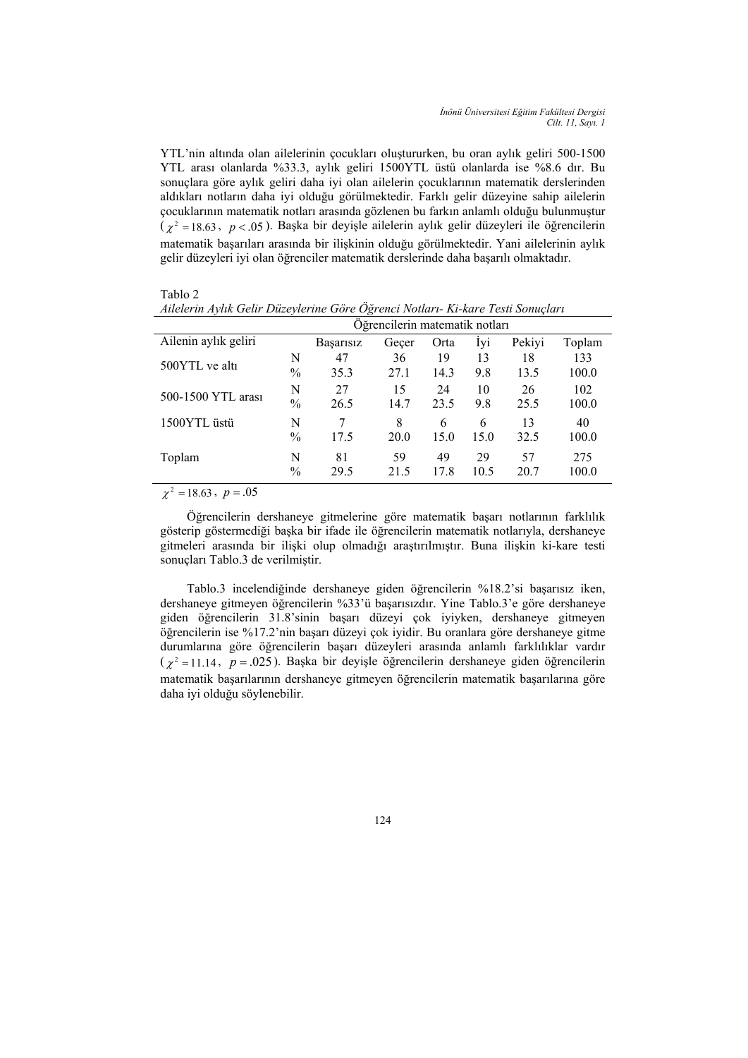YTL'nin altında olan ailelerinin çocukları oluştururken, bu oran aylık geliri 500-1500 YTL arası olanlarda %33.3, aylık geliri 1500YTL üstü olanlarda ise %8.6 dır. Bu sonuçlara göre aylık geliri daha iyi olan ailelerin çocuklarının matematik derslerinden aldıkları notların daha iyi olduğu görülmektedir. Farklı gelir düzeyine sahip ailelerin çocuklarının matematik notları arasında gözlenen bu farkın anlamlı olduğu bulunmuştur ($\chi^2 = 18.63$, $p < .05$). Başka bir deyişle ailelerin aylık gelir düzeyleri ile öğrencilerin matematik başarıları arasında bir ilişkinin olduğu görülmektedir. Yani ailelerinin aylık gelir düzeyleri iyi olan öğrenciler matematik derslerinde daha başarılı olmaktadır.

Tablo 2

*Ailelerin Aylık Gelir Düzeylerine Göre Öğrenci Notları- Ki-kare Testi Sonuçları*

| | | Öğrencilerin matematik notları | | | | | |
|---|---|---|---|---|---|---|---|
| Ailenin aylık geliri | | Başarısız | Geçer | Orta | İyi | Pekiyi | Toplam |
| 500YTL ve altı | N | 47 | 36 | 19 | 13 | 18 | 133 |
| | % | 35.3 | 27.1 | 14.3 | 9.8 | 13.5 | 100.0 |
| 500-1500 YTL arası | N | 27 | 15 | 24 | 10 | 26 | 102 |
| | % | 26.5 | 14.7 | 23.5 | 9.8 | 25.5 | 100.0 |
| 1500YTL üstü | N | 7 | 8 | 6 | 6 | 13 | 40 |
| | % | 17.5 | 20.0 | 15.0 | 15.0 | 32.5 | 100.0 |
| Toplam | N | 81 | 59 | 49 | 29 | 57 | 275 |
| | % | 29.5 | 21.5 | 17.8 | 10.5 | 20.7 | 100.0 |

$\chi^2 = 18.63$, $p = .05$

Öğrencilerin dershaneye gitmelerine göre matematik başarı notlarının farklılık gösterip göstermediği başka bir ifade ile öğrencilerin matematik notlarıyla, dershaneye gitmeleri arasında bir ilişki olup olmadığı araştırılmıştır. Buna ilişkin ki-kare testi sonuçları Tablo.3 de verilmiştir.

Tablo.3 incelendiğinde dershaneye giden öğrencilerin %18.2'si başarısız iken, dershaneye gitmeyen öğrencilerin %33'ü başarısızdır. Yine Tablo.3'e göre dershaneye giden öğrencilerin 31.8'sinin başarı düzeyi çok iyiyken, dershaneye gitmeyen öğrencilerin ise %17.2'nin başarı düzeyi çok iyidir. Bu oranlara göre dershaneye gitme durumlarına göre öğrencilerin başarı düzeyleri arasında anlamlı farklılıklar vardır ($\chi^2 = 11.14$, $p = .025$). Başka bir deyişle öğrencilerin dershaneye giden öğrencilerin matematik başarılarının dershaneye gitmeyen öğrencilerin matematik başarılarına göre daha iyi olduğu söylenebilir.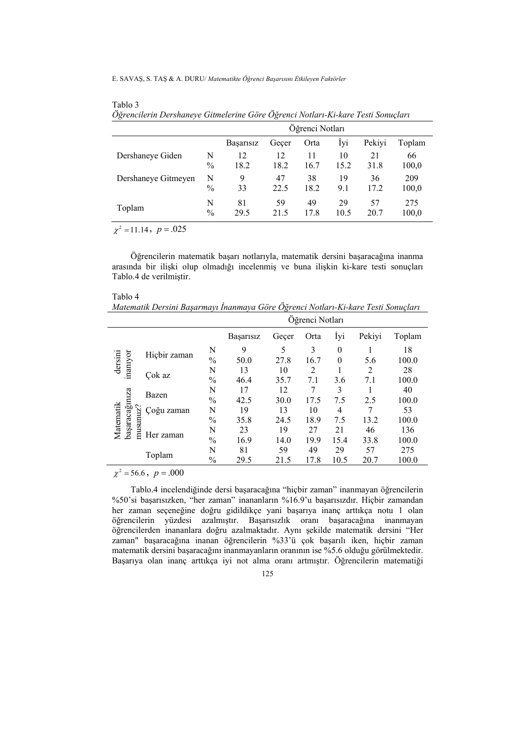Tablo 3

*Öğrencilerin Dershaneye Gitmelerine Göre Öğrenci Notları-Ki-kare Testi Sonuçları*

| | | Öğrenci Notları | | | | | |
|---|---|---|---|---|---|---|---|
| | | Başarısız | Geçer | Orta | İyi | Pekiyi | Toplam |
| Dershaneye Giden | N | 12 | 12 | 11 | 10 | 21 | 66 |
| | % | 18.2 | 18.2 | 16.7 | 15.2 | 31.8 | 100,0 |
| Dershaneye Gitmeyen | N | 9 | 47 | 38 | 19 | 36 | 209 |
| | % | 33 | 22.5 | 18.2 | 9.1 | 17.2 | 100,0 |
| Toplam | N | 81 | 59 | 49 | 29 | 57 | 275 |
| | % | 29.5 | 21.5 | 17.8 | 10.5 | 20.7 | 100,0 |

$\chi^2 = 11.14$, $p = .025$

Öğrencilerin matematik başarı notlarıyla, matematik dersini başaracağına inanma arasında bir ilişki olup olmadığı incelenmiş ve buna ilişkin ki-kare testi sonuçları Tablo.4 de verilmiştir.

Tablo 4

*Matematik Dersini Başarmayı İnanmaya Göre Öğrenci Notları-Ki-kare Testi Sonuçları*

| | | | Öğrenci Notları | | | | | |
|---|---|---|---|---|---|---|---|---|
| | | | Başarısız | Geçer | Orta | İyi | Pekiyi | Toplam |
| Matematik dersini başaracağınıza inanıyor musunuz? | Hiçbir zaman | N | 9 | 5 | 3 | 0 | 1 | 18 |
| | | % | 50.0 | 27.8 | 16.7 | 0 | 5.6 | 100.0 |
| | Çok az | N | 13 | 10 | 2 | 1 | 2 | 28 |
| | | % | 46.4 | 35.7 | 7.1 | 3.6 | 7.1 | 100.0 |
| | Bazen | N | 17 | 12 | 7 | 3 | 1 | 40 |
| | | % | 42.5 | 30.0 | 17.5 | 7.5 | 2.5 | 100.0 |
| | Çoğu zaman | N | 19 | 13 | 10 | 4 | 7 | 53 |
| | | % | 35.8 | 24.5 | 18.9 | 7.5 | 13.2 | 100.0 |
| | Her zaman | N | 23 | 19 | 27 | 21 | 46 | 136 |
| | | % | 16.9 | 14.0 | 19.9 | 15.4 | 33.8 | 100.0 |
| | Toplam | N | 81 | 59 | 49 | 29 | 57 | 275 |
| | | % | 29.5 | 21.5 | 17.8 | 10.5 | 20.7 | 100.0 |

$\chi^2 = 56.6$, $p = .000$

Tablo.4 incelendiğinde dersi başaracağına "hiçbir zaman" inanmayan öğrencilerin %50'si başarısızken, "her zaman" inananların %16.9'u başarısızdır. Hiçbir zamandan her zaman seçeneğine doğru gidildikçe yani başarıya inanç arttıkça notu 1 olan öğrencilerin yüzdesi azalmıştır. Başarısızlık oranı başaracağına inanmayan öğrencilerden inananlara doğru azalmaktadır. Aynı şekilde matematik dersini "Her zaman" başaracağına inanan öğrencilerin %33'ü çok başarılı iken, hiçbir zaman matematik dersini başaracağını inanmayanların oranının ise %5.6 olduğu görülmektedir. Başarıya olan inanç arttıkça iyi not alma oranı artmıştır. Öğrencilerin matematiği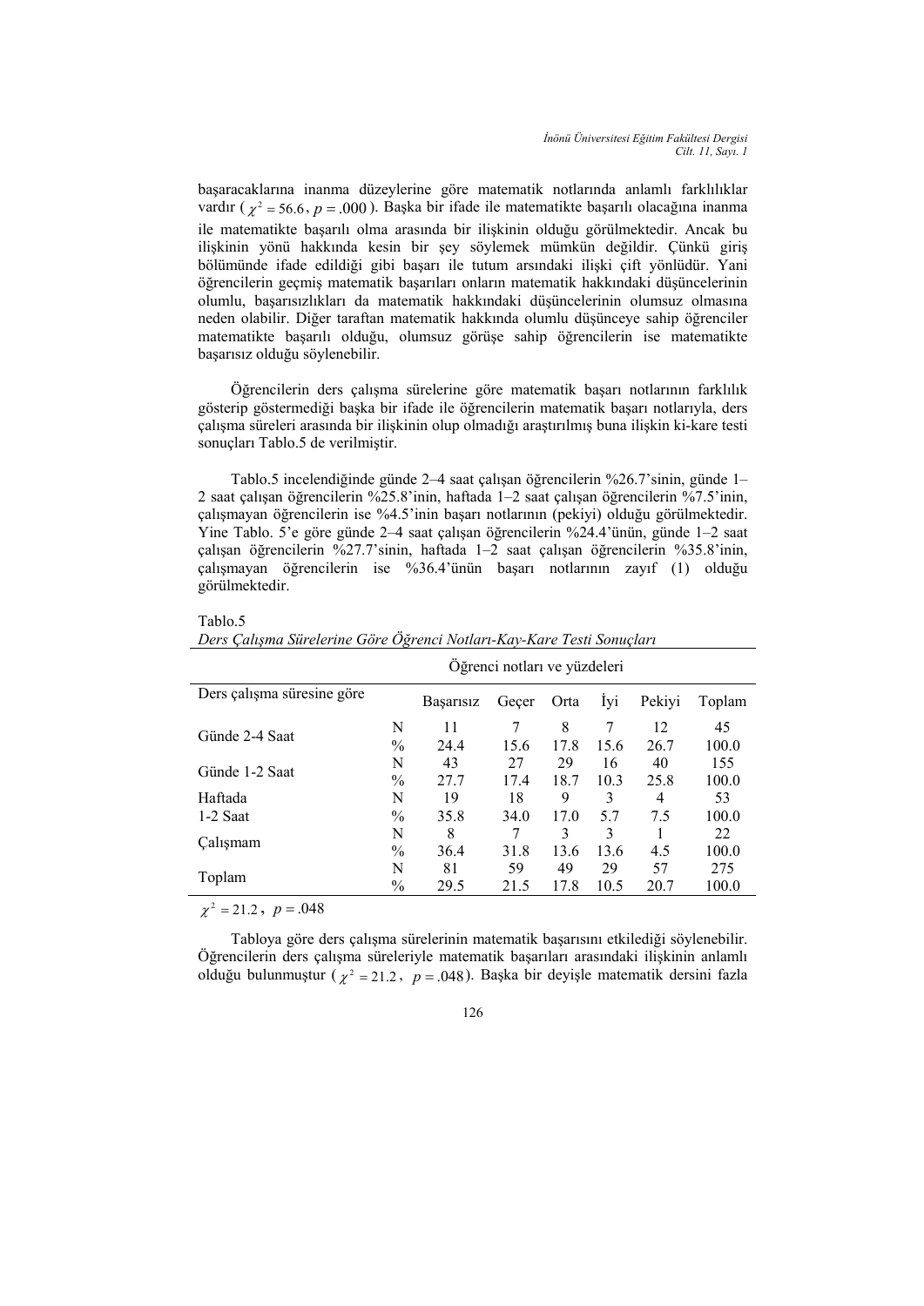başaracaklarına inanma düzeylerine göre matematik notlarında anlamlı farklılıklar vardır ( $\chi^2 = 56.6$, $p = .000$ ). Başka bir ifade ile matematikte başarılı olacağına inanma ile matematikte başarılı olma arasında bir ilişkinin olduğu görülmektedir. Ancak bu ilişkinin yönü hakkında kesin bir şey söylemek mümkün değildir. Çünkü giriş bölümünde ifade edildiği gibi başarı ile tutum arsındaki ilişki çift yönlüdür. Yani öğrencilerin geçmiş matematik başarıları onların matematik hakkındaki düşüncelerinin olumlu, başarısızlıkları da matematik hakkındaki düşüncelerinin olumsuz olmasına neden olabilir. Diğer taraftan matematik hakkında olumlu düşünceye sahip öğrenciler matematikte başarılı olduğu, olumsuz görüşe sahip öğrencilerin ise matematikte başarısız olduğu söylenebilir.

Öğrencilerin ders çalışma sürelerine göre matematik başarı notlarının farklılık gösterip göstermediği başka bir ifade ile öğrencilerin matematik başarı notlarıyla, ders çalışma süreleri arasında bir ilişkinin olup olmadığı araştırılmış buna ilişkin ki-kare testi sonuçları Tablo.5 de verilmiştir.

Tablo.5 incelendiğinde günde 2–4 saat çalışan öğrencilerin %26.7'sinin, günde 1–2 saat çalışan öğrencilerin %25.8'inin, haftada 1–2 saat çalışan öğrencilerin %7.5'inin, çalışmayan öğrencilerin ise %4.5'inin başarı notlarının (pekiyi) olduğu görülmektedir. Yine Tablo. 5'e göre günde 2–4 saat çalışan öğrencilerin %24.4'ünün, günde 1–2 saat çalışan öğrencilerin %27.7'sinin, haftada 1–2 saat çalışan öğrencilerin %35.8'inin, çalışmayan öğrencilerin ise %36.4'ünün başarı notlarının zayıf (1) olduğu görülmektedir.

Tablo.5
*Ders Çalışma Sürelerine Göre Öğrenci Notları-Kay-Kare Testi Sonuçları*

| | | Öğrenci notları ve yüzdeleri | | | | | |
|---|---|---|---|---|---|---|---|
| Ders çalışma süresine göre | | Başarısız | Geçer | Orta | İyi | Pekiyi | Toplam |
| Günde 2-4 Saat | N | 11 | 7 | 8 | 7 | 12 | 45 |
| | % | 24.4 | 15.6 | 17.8 | 15.6 | 26.7 | 100.0 |
| Günde 1-2 Saat | N | 43 | 27 | 29 | 16 | 40 | 155 |
| | % | 27.7 | 17.4 | 18.7 | 10.3 | 25.8 | 100.0 |
| Haftada | N | 19 | 18 | 9 | 3 | 4 | 53 |
| 1-2 Saat | % | 35.8 | 34.0 | 17.0 | 5.7 | 7.5 | 100.0 |
| Çalışmam | N | 8 | 7 | 3 | 3 | 1 | 22 |
| | % | 36.4 | 31.8 | 13.6 | 13.6 | 4.5 | 100.0 |
| Toplam | N | 81 | 59 | 49 | 29 | 57 | 275 |
| | % | 29.5 | 21.5 | 17.8 | 10.5 | 20.7 | 100.0 |

$\chi^2 = 21.2$, $p = .048$

Tabloya göre ders çalışma sürelerinin matematik başarısını etkilediği söylenebilir. Öğrencilerin ders çalışma süreleriyle matematik başarıları arasındaki ilişkinin anlamlı olduğu bulunmuştur ( $\chi^2 = 21.2$, $p = .048$ ). Başka bir deyişle matematik dersini fazla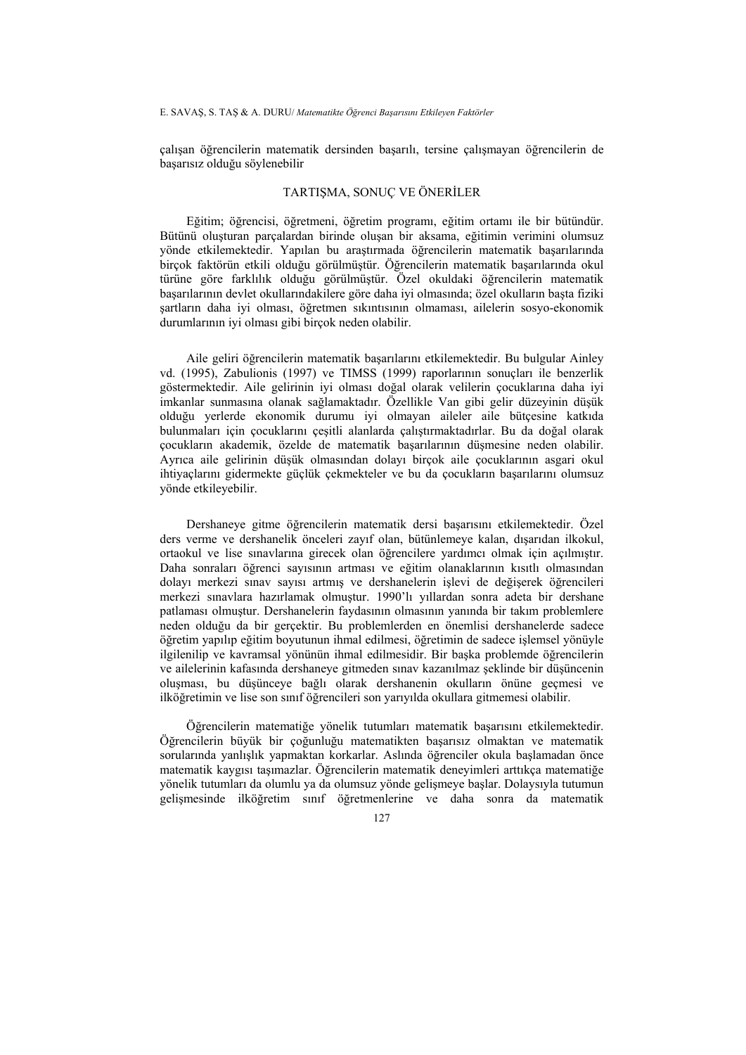çalışan öğrencilerin matematik dersinden başarılı, tersine çalışmayan öğrencilerin de başarısız olduğu söylenebilir

## TARTIŞMA, SONUÇ VE ÖNERİLER

Eğitim; öğrencisi, öğretmeni, öğretim programı, eğitim ortamı ile bir bütündür. Bütünü oluşturan parçalardan birinde oluşan bir aksama, eğitimin verimini olumsuz yönde etkilemektedir. Yapılan bu araştırmada öğrencilerin matematik başarılarında birçok faktörün etkili olduğu görülmüştür. Öğrencilerin matematik başarılarında okul türüne göre farklılık olduğu görülmüştür. Özel okuldaki öğrencilerin matematik başarılarının devlet okullarındakilere göre daha iyi olmasında; özel okulların başta fiziki şartların daha iyi olması, öğretmen sıkıntısının olmaması, ailelerin sosyo-ekonomik durumlarının iyi olması gibi birçok neden olabilir.

Aile geliri öğrencilerin matematik başarılarını etkilemektedir. Bu bulgular Ainley vd. (1995), Zabulionis (1997) ve TIMSS (1999) raporlarının sonuçları ile benzerlik göstermektedir. Aile gelirinin iyi olması doğal olarak velilerin çocuklarına daha iyi imkanlar sunmasına olanak sağlamaktadır. Özellikle Van gibi gelir düzeyinin düşük olduğu yerlerde ekonomik durumu iyi olmayan aileler aile bütçesine katkıda bulunmaları için çocuklarını çeşitli alanlarda çalıştırmaktadırlar. Bu da doğal olarak çocukların akademik, özelde de matematik başarılarının düşmesine neden olabilir. Ayrıca aile gelirinin düşük olmasından dolayı birçok aile çocuklarının asgari okul ihtiyaçlarını gidermekte güçlük çekmekteler ve bu da çocukların başarılarını olumsuz yönde etkileyebilir.

Dershaneye gitme öğrencilerin matematik dersi başarısını etkilemektedir. Özel ders verme ve dershanelik önceleri zayıf olan, bütünlemeye kalan, dışarıdan ilkokul, ortaokul ve lise sınavlarına girecek olan öğrencilere yardımcı olmak için açılmıştır. Daha sonraları öğrenci sayısının artması ve eğitim olanaklarının kısıtlı olmasından dolayı merkezi sınav sayısı artmış ve dershanelerin işlevi de değişerek öğrencileri merkezi sınavlara hazırlamak olmuştur. 1990'lı yıllardan sonra adeta bir dershane patlaması olmuştur. Dershanelerin faydasının olmasının yanında bir takım problemlere neden olduğu da bir gerçektir. Bu problemlerden en önemlisi dershanelerde sadece öğretim yapılıp eğitim boyutunun ihmal edilmesi, öğretimin de sadece işlemsel yönüyle ilgilenilip ve kavramsal yönünün ihmal edilmesidir. Bir başka problemde öğrencilerin ve ailelerinin kafasında dershaneye gitmeden sınav kazanılmaz şeklinde bir düşüncenin oluşması, bu düşünceye bağlı olarak dershanenin okulların önüne geçmesi ve ilköğretimin ve lise son sınıf öğrencileri son yarıyılda okullara gitmemesi olabilir.

Öğrencilerin matematiğe yönelik tutumları matematik başarısını etkilemektedir. Öğrencilerin büyük bir çoğunluğu matematikten başarısız olmaktan ve matematik sorularında yanlışlık yapmaktan korkarlar. Aslında öğrenciler okula başlamadan önce matematik kaygısı taşımazlar. Öğrencilerin matematik deneyimleri arttıkça matematiğe yönelik tutumları da olumlu ya da olumsuz yönde gelişmeye başlar. Dolayısıyla tutumun gelişmesinde ilköğretim sınıf öğretmenlerine ve daha sonra da matematik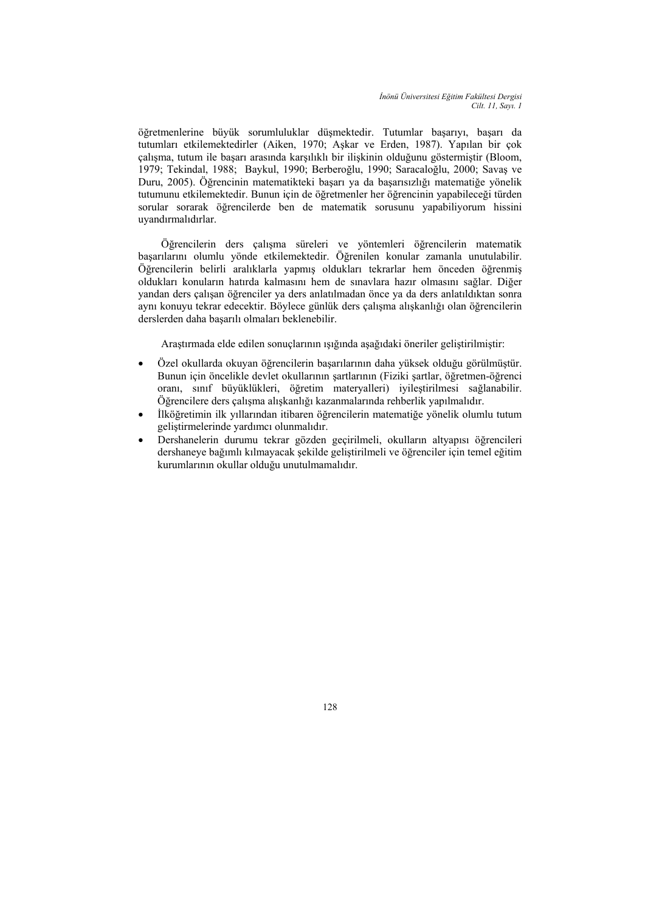öğretmenlerine büyük sorumluluklar düşmektedir. Tutumlar başarıyı, başarı da tutumları etkilemektedirler (Aiken, 1970; Aşkar ve Erden, 1987). Yapılan bir çok çalışma, tutum ile başarı arasında karşılıklı bir ilişkinin olduğunu göstermiştir (Bloom, 1979; Tekindal, 1988; Baykul, 1990; Berberoğlu, 1990; Saracaloğlu, 2000; Savaş ve Duru, 2005). Öğrencinin matematikteki başarı ya da başarısızlığı matematiğe yönelik tutumunu etkilemektedir. Bunun için de öğretmenler her öğrencinin yapabileceği türden sorular sorarak öğrencilerde ben de matematik sorusunu yapabiliyorum hissini uyandırmalıdırlar.

Öğrencilerin ders çalışma süreleri ve yöntemleri öğrencilerin matematik başarılarını olumlu yönde etkilemektedir. Öğrenilen konular zamanla unutulabilir. Öğrencilerin belirli aralıklarla yapmış oldukları tekrarlar hem önceden öğrenmiş oldukları konuların hatırda kalmasını hem de sınavlara hazır olmasını sağlar. Diğer yandan ders çalışan öğrenciler ya ders anlatılmadan önce ya da ders anlatıldıktan sonra aynı konuyu tekrar edecektir. Böylece günlük ders çalışma alışkanlığı olan öğrencilerin derslerden daha başarılı olmaları beklenebilir.

Araştırmada elde edilen sonuçlarının ışığında aşağıdaki öneriler geliştirilmiştir:

- Özel okullarda okuyan öğrencilerin başarılarının daha yüksek olduğu görülmüştür. Bunun için öncelikle devlet okullarının şartlarının (Fiziki şartlar, öğretmen-öğrenci oranı, sınıf büyüklükleri, öğretim materyalleri) iyileştirilmesi sağlanabilir. Öğrencilere ders çalışma alışkanlığı kazanmalarında rehberlik yapılmalıdır.
- İlköğretimin ilk yıllarından itibaren öğrencilerin matematiğe yönelik olumlu tutum geliştirmelerinde yardımcı olunmalıdır.
- Dershanelerin durumu tekrar gözden geçirilmeli, okulların altyapısı öğrencileri dershaneye bağımlı kılmayacak şekilde geliştirilmeli ve öğrenciler için temel eğitim kurumlarının okullar olduğu unutulmamalıdır.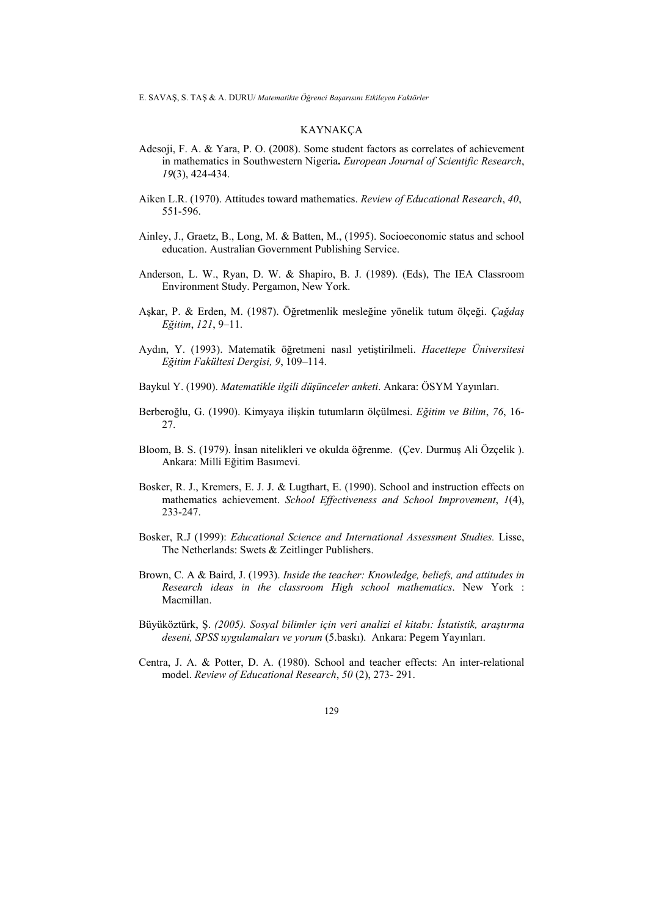# KAYNAKÇA

Adesoji, F. A. & Yara, P. O. (2008). Some student factors as correlates of achievement in mathematics in Southwestern Nigeria**.** *European Journal of Scientific Research*, *19*(3), 424-434.

Aiken L.R. (1970). Attitudes toward mathematics. *Review of Educational Research*, *40*, 551-596.

Ainley, J., Graetz, B., Long, M. & Batten, M., (1995). Socioeconomic status and school education. Australian Government Publishing Service.

Anderson, L. W., Ryan, D. W. & Shapiro, B. J. (1989). (Eds), The IEA Classroom Environment Study. Pergamon, New York.

Aşkar, P. & Erden, M. (1987). Öğretmenlik mesleğine yönelik tutum ölçeği. *Çağdaş Eğitim*, *121*, 9–11.

Aydın, Y. (1993). Matematik öğretmeni nasıl yetiştirilmeli. *Hacettepe Üniversitesi Eğitim Fakültesi Dergisi, 9*, 109–114.

Baykul Y. (1990). *Matematikle ilgili düşünceler anketi*. Ankara: ÖSYM Yayınları.

Berberoğlu, G. (1990). Kimyaya ilişkin tutumların ölçülmesi. *Eğitim ve Bilim*, *76*, 16-27.

Bloom, B. S. (1979). İnsan nitelikleri ve okulda öğrenme. (Çev. Durmuş Ali Özçelik ). Ankara: Milli Eğitim Basımevi.

Bosker, R. J., Kremers, E. J. J. & Lugthart, E. (1990). School and instruction effects on mathematics achievement. *School Effectiveness and School Improvement*, *1*(4), 233-247.

Bosker, R.J (1999): *Educational Science and International Assessment Studies.* Lisse, The Netherlands: Swets & Zeitlinger Publishers.

Brown, C. A & Baird, J. (1993). *Inside the teacher: Knowledge, beliefs, and attitudes in Research ideas in the classroom High school mathematics*. New York : Macmillan.

Büyüköztürk, Ş. *(2005). Sosyal bilimler için veri analizi el kitabı: İstatistik, araştırma deseni, SPSS uygulamaları ve yorum* (5.baskı). Ankara: Pegem Yayınları.

Centra, J. A. & Potter, D. A. (1980). School and teacher effects: An inter-relational model. *Review of Educational Research*, *50* (2), 273- 291.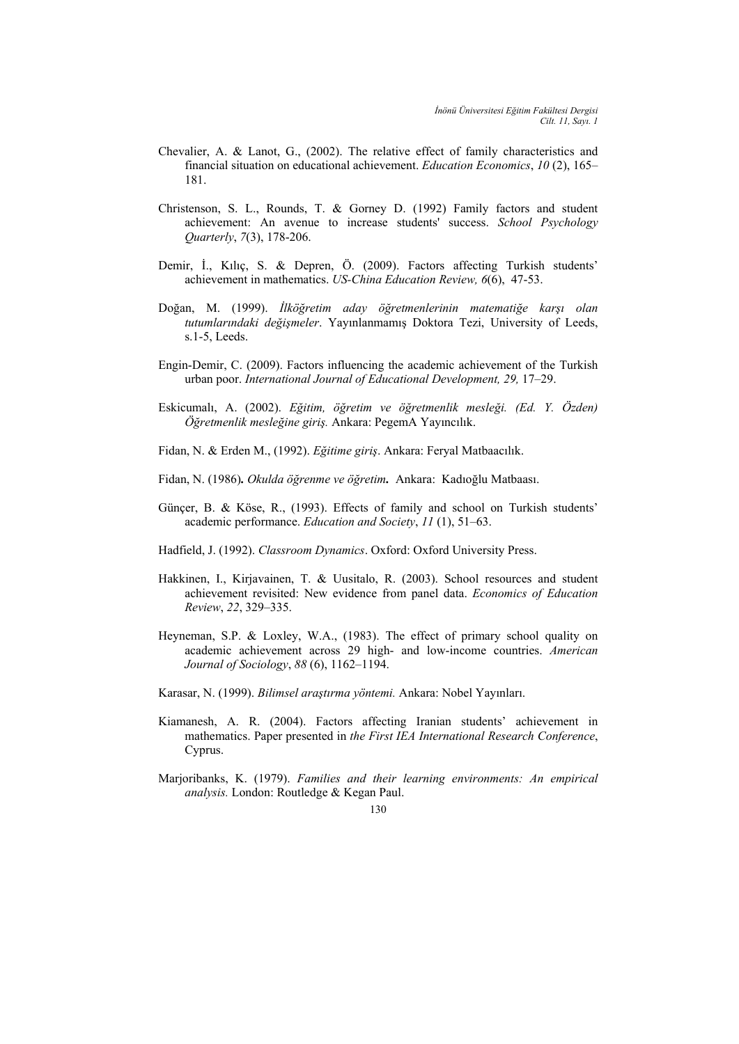Chevalier, A. & Lanot, G., (2002). The relative effect of family characteristics and financial situation on educational achievement. *Education Economics*, *10* (2), 165–181.

Christenson, S. L., Rounds, T. & Gorney D. (1992) Family factors and student achievement: An avenue to increase students' success. *School Psychology Quarterly*, *7*(3), 178-206.

Demir, İ., Kılıç, S. & Depren, Ö. (2009). Factors affecting Turkish students' achievement in mathematics. *US-China Education Review, 6*(6), 47-53.

Doğan, M. (1999). *İlköğretim aday öğretmenlerinin matematiğe karşı olan tutumlarındaki değişmeler*. Yayınlanmamış Doktora Tezi, University of Leeds, s.1-5, Leeds.

Engin-Demir, C. (2009). Factors influencing the academic achievement of the Turkish urban poor. *International Journal of Educational Development, 29,* 17–29.

Eskicumalı, A. (2002). *Eğitim, öğretim ve öğretmenlik mesleği. (Ed. Y. Özden) Öğretmenlik mesleğine giriş.* Ankara: PegemA Yayıncılık.

Fidan, N. & Erden M., (1992). *Eğitime giriş*. Ankara: Feryal Matbaacılık.

Fidan, N. (1986)**.** *Okulda öğrenme ve öğretim***.** Ankara: Kadıoğlu Matbaası.

Günçer, B. & Köse, R., (1993). Effects of family and school on Turkish students' academic performance. *Education and Society*, *11* (1), 51–63.

Hadfield, J. (1992). *Classroom Dynamics*. Oxford: Oxford University Press.

Hakkinen, I., Kirjavainen, T. & Uusitalo, R. (2003). School resources and student achievement revisited: New evidence from panel data. *Economics of Education Review*, *22*, 329–335.

Heyneman, S.P. & Loxley, W.A., (1983). The effect of primary school quality on academic achievement across 29 high- and low-income countries. *American Journal of Sociology*, *88* (6), 1162–1194.

Karasar, N. (1999). *Bilimsel araştırma yöntemi.* Ankara: Nobel Yayınları.

Kiamanesh, A. R. (2004). Factors affecting Iranian students' achievement in mathematics. Paper presented in *the First IEA International Research Conference*, Cyprus.

Marjoribanks, K. (1979). *Families and their learning environments: An empirical analysis.* London: Routledge & Kegan Paul.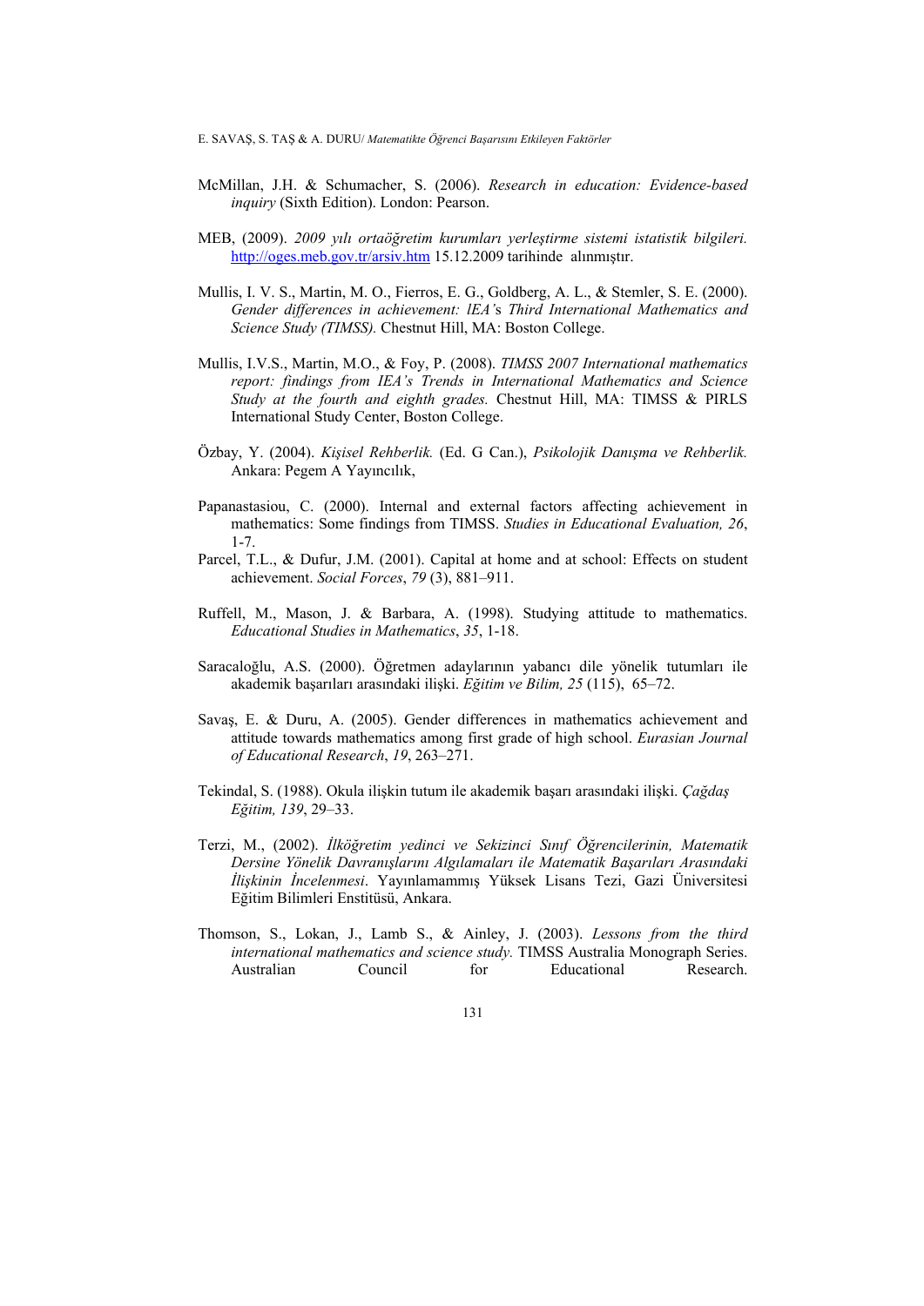McMillan, J.H. & Schumacher, S. (2006). *Research in education: Evidence-based inquiry* (Sixth Edition). London: Pearson.

MEB, (2009). *2009 yılı ortaöğretim kurumları yerleştirme sistemi istatistik bilgileri.* http://oges.meb.gov.tr/arsiv.htm 15.12.2009 tarihinde alınmıştır.

Mullis, I. V. S., Martin, M. O., Fierros, E. G., Goldberg, A. L., & Stemler, S. E. (2000). *Gender differences in achievement: lEA's Third International Mathematics and Science Study (TIMSS).* Chestnut Hill, MA: Boston College.

Mullis, I.V.S., Martin, M.O., & Foy, P. (2008). *TIMSS 2007 International mathematics report: findings from IEA's Trends in International Mathematics and Science Study at the fourth and eighth grades.* Chestnut Hill, MA: TIMSS & PIRLS International Study Center, Boston College.

Özbay, Y. (2004). *Kişisel Rehberlik.* (Ed. G Can.), *Psikolojik Danışma ve Rehberlik.* Ankara: Pegem A Yayıncılık,

Papanastasiou, C. (2000). Internal and external factors affecting achievement in mathematics: Some findings from TIMSS. *Studies in Educational Evaluation, 26*, 1-7.

Parcel, T.L., & Dufur, J.M. (2001). Capital at home and at school: Effects on student achievement. *Social Forces*, *79* (3), 881–911.

Ruffell, M., Mason, J. & Barbara, A. (1998). Studying attitude to mathematics. *Educational Studies in Mathematics*, *35*, 1-18.

Saracaloğlu, A.S. (2000). Öğretmen adaylarının yabancı dile yönelik tutumları ile akademik başarıları arasındaki ilişki. *Eğitim ve Bilim, 25* (115), 65–72.

Savaş, E. & Duru, A. (2005). Gender differences in mathematics achievement and attitude towards mathematics among first grade of high school. *Eurasian Journal of Educational Research*, *19*, 263–271.

Tekindal, S. (1988). Okula ilişkin tutum ile akademik başarı arasındaki ilişki. *Çağdaş Eğitim, 139*, 29–33.

Terzi, M., (2002). *İlköğretim yedinci ve Sekizinci Sınıf Öğrencilerinin, Matematik Dersine Yönelik Davranışlarını Algılamaları ile Matematik Başarıları Arasındaki İlişkinin İncelenmesi*. Yayınlamammış Yüksek Lisans Tezi, Gazi Üniversitesi Eğitim Bilimleri Enstitüsü, Ankara.

Thomson, S., Lokan, J., Lamb S., & Ainley, J. (2003). *Lessons from the third international mathematics and science study.* TIMSS Australia Monograph Series. Australian Council for Educational Research.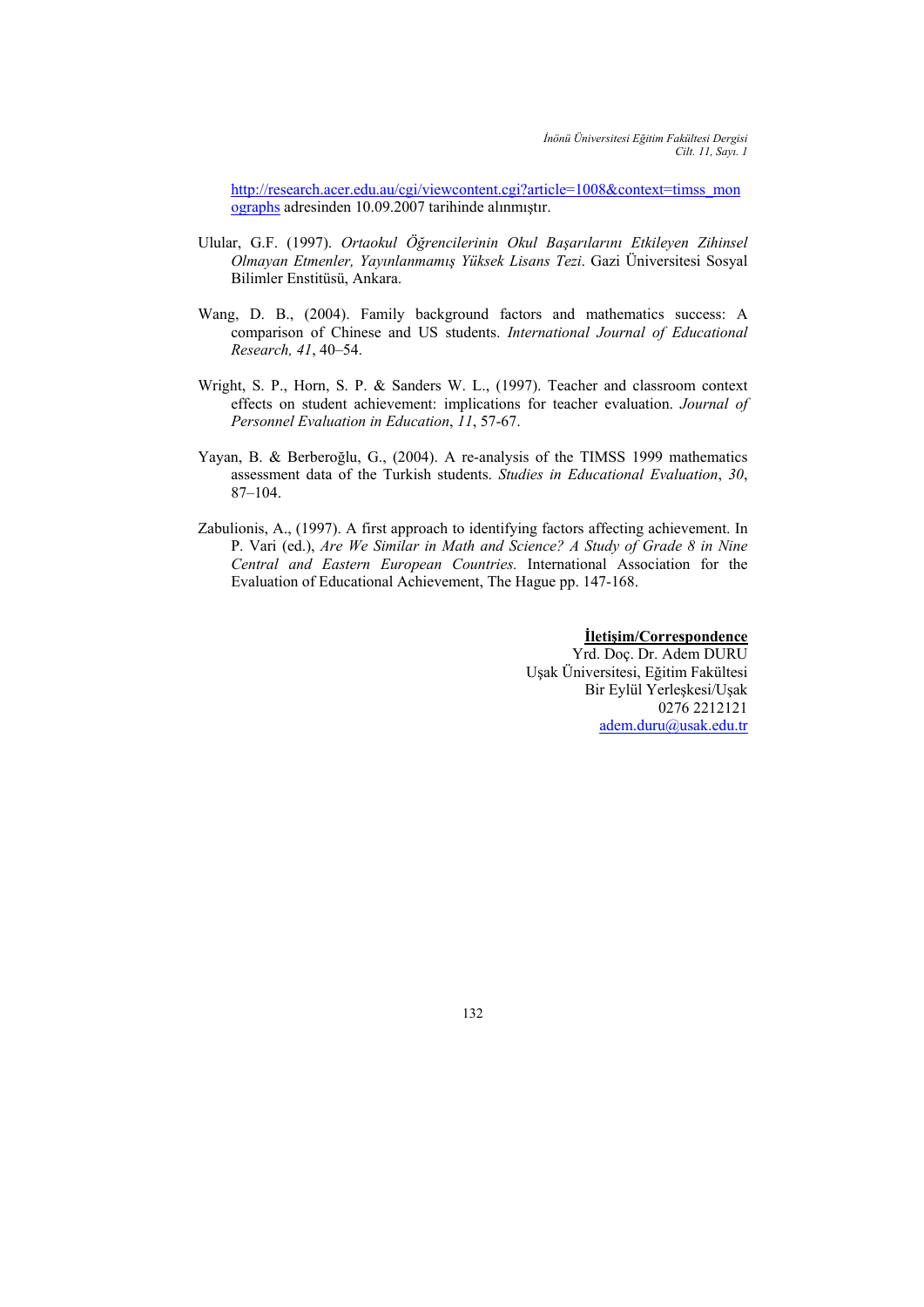http://research.acer.edu.au/cgi/viewcontent.cgi?article=1008&context=timss_monographs adresinden 10.09.2007 tarihinde alınmıştır.

Ulular, G.F. (1997). *Ortaokul Öğrencilerinin Okul Başarılarını Etkileyen Zihinsel Olmayan Etmenler, Yayınlanmamış Yüksek Lisans Tezi*. Gazi Üniversitesi Sosyal Bilimler Enstitüsü, Ankara.

Wang, D. B., (2004). Family background factors and mathematics success: A comparison of Chinese and US students. *International Journal of Educational Research, 41*, 40–54.

Wright, S. P., Horn, S. P. & Sanders W. L., (1997). Teacher and classroom context effects on student achievement: implications for teacher evaluation. *Journal of Personnel Evaluation in Education*, *11*, 57-67.

Yayan, B. & Berberoğlu, G., (2004). A re-analysis of the TIMSS 1999 mathematics assessment data of the Turkish students. *Studies in Educational Evaluation*, *30*, 87–104.

Zabulionis, A., (1997). A first approach to identifying factors affecting achievement. In P. Vari (ed.), *Are We Similar in Math and Science? A Study of Grade 8 in Nine Central and Eastern European Countries.* International Association for the Evaluation of Educational Achievement, The Hague pp. 147-168.

**İletişim/Correspondence**
Yrd. Doç. Dr. Adem DURU
Uşak Üniversitesi, Eğitim Fakültesi
Bir Eylül Yerleşkesi/Uşak
0276 2212121
adem.duru@usak.edu.tr